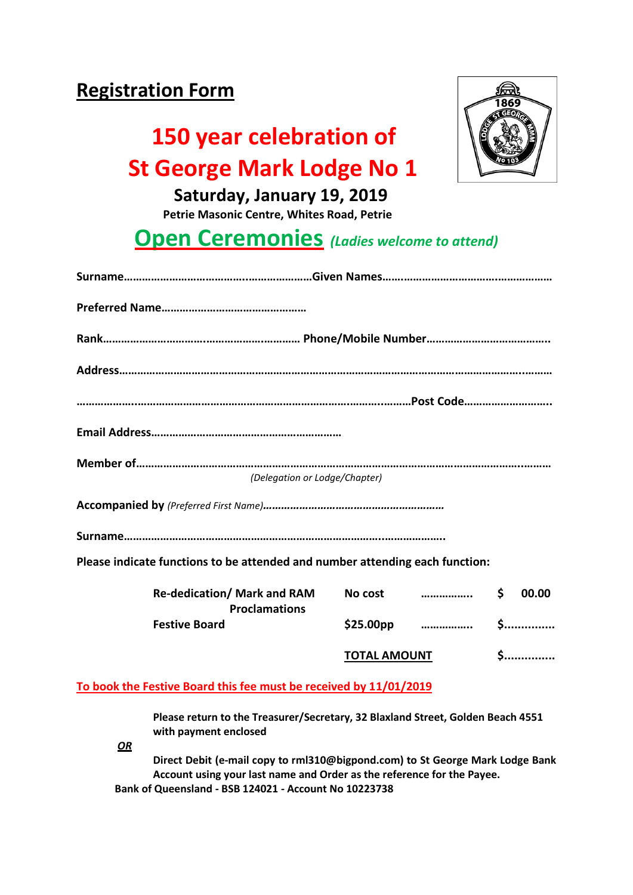# Registration Form

## 150 year celebration of St George Mark Lodge No 1

**Saturday, January 19, 2019**

**Petrie Masonic Centre, Whites Road, Petrie**

## Open Ceremonies *(Ladies welcome to attend)*

**Surname**……………………………………………………**Given Names**………………………………………………

**Preferred Name**…………………………………………

**Rank**………………………………………………………… **Phone/Mobile Number**…………………………………..

**Address**……………………………………………………………………………………………………………………………

……………………………………………………………………………………………………**Post Code**………………………..

**Email Address**………………………………………………………

**Member of**…………………………………………………………………………………………………………………………

*(Delegation or Lodge/Chapter)*

**Accompanied by** *(Preferred First Name)*……………………………………………………

**Surname**……………………………………………………………………………………………….

**Please indicate functions to be attended and number attending each function:**

| | | | |
|---|---|---|---|
| **Re-dedication/ Mark and RAM Proclamations** | **No cost** | ……………. | **$ 00.00** |
| **Festive Board** | **$25.00pp** | ……………. | **$…………..** |
| | **TOTAL AMOUNT** | | **$…………..** |

**To book the Festive Board this fee must be received by 11/01/2019**

**Please return to the Treasurer/Secretary, 32 Blaxland Street, Golden Beach 4551 with payment enclosed**

***OR***

**Direct Debit (e-mail copy to rml310@bigpond.com) to St George Mark Lodge Bank Account using your last name and Order as the reference for the Payee.**

**Bank of Queensland - BSB 124021 - Account No 10223738**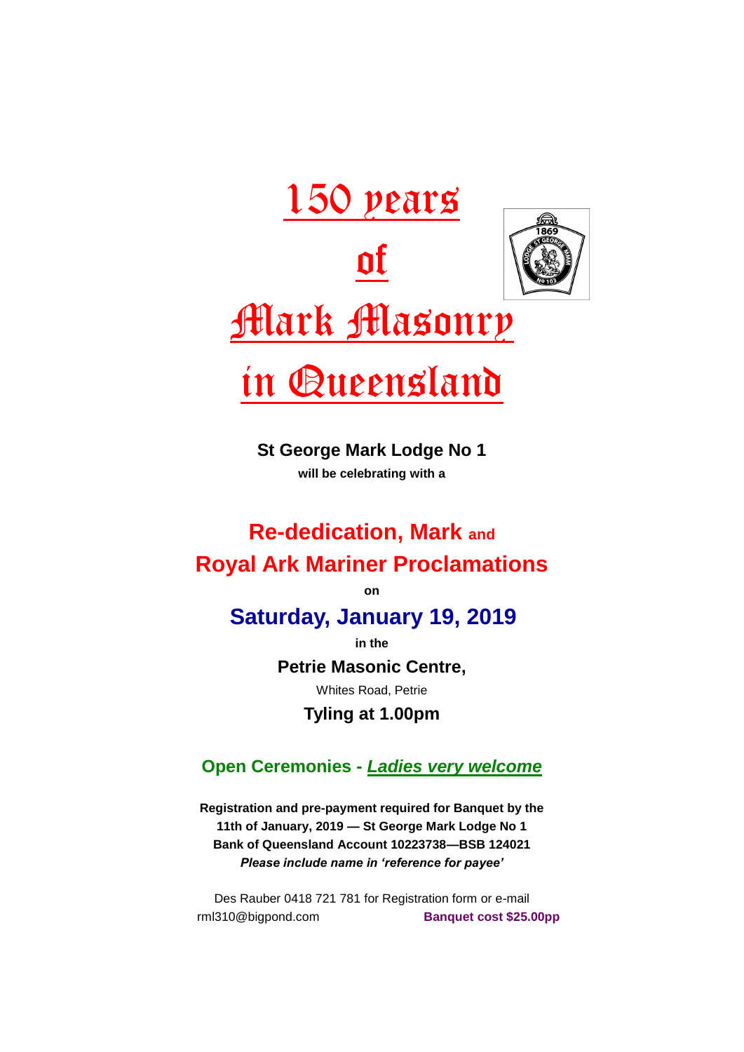# 150 years of Mark Masonry in Queensland

**St George Mark Lodge No 1**

**will be celebrating with a**

## Re-dedication, Mark and Royal Ark Mariner Proclamations

**on**

## Saturday, January 19, 2019

**in the**

**Petrie Masonic Centre,**

Whites Road, Petrie

**Tyling at 1.00pm**

**Open Ceremonies - *Ladies very welcome***

**Registration and pre-payment required for Banquet by the 11th of January, 2019 — St George Mark Lodge No 1**
**Bank of Queensland Account 10223738—BSB 124021**
***Please include name in 'reference for payee'***

Des Rauber 0418 721 781 for Registration form or e-mail rml310@bigpond.com

**Banquet cost $25.00pp**